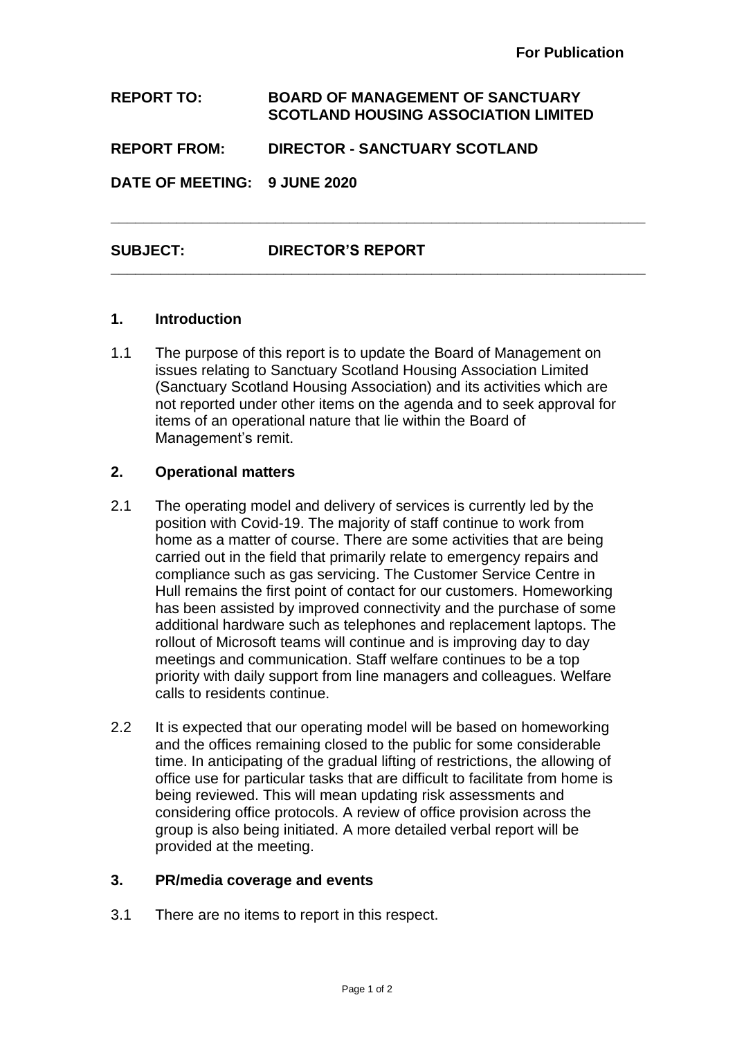**For Publication**

**REPORT TO:** **BOARD OF MANAGEMENT OF SANCTUARY SCOTLAND HOUSING ASSOCIATION LIMITED**

**REPORT FROM:** **DIRECTOR - SANCTUARY SCOTLAND**

**DATE OF MEETING:** **9 JUNE 2020**

---

**SUBJECT:** **DIRECTOR'S REPORT**

---

## 1. Introduction

1.1 The purpose of this report is to update the Board of Management on issues relating to Sanctuary Scotland Housing Association Limited (Sanctuary Scotland Housing Association) and its activities which are not reported under other items on the agenda and to seek approval for items of an operational nature that lie within the Board of Management's remit.

## 2. Operational matters

2.1 The operating model and delivery of services is currently led by the position with Covid-19. The majority of staff continue to work from home as a matter of course. There are some activities that are being carried out in the field that primarily relate to emergency repairs and compliance such as gas servicing. The Customer Service Centre in Hull remains the first point of contact for our customers. Homeworking has been assisted by improved connectivity and the purchase of some additional hardware such as telephones and replacement laptops. The rollout of Microsoft teams will continue and is improving day to day meetings and communication. Staff welfare continues to be a top priority with daily support from line managers and colleagues. Welfare calls to residents continue.

2.2 It is expected that our operating model will be based on homeworking and the offices remaining closed to the public for some considerable time. In anticipating of the gradual lifting of restrictions, the allowing of office use for particular tasks that are difficult to facilitate from home is being reviewed. This will mean updating risk assessments and considering office protocols. A review of office provision across the group is also being initiated. A more detailed verbal report will be provided at the meeting.

## 3. PR/media coverage and events

3.1 There are no items to report in this respect.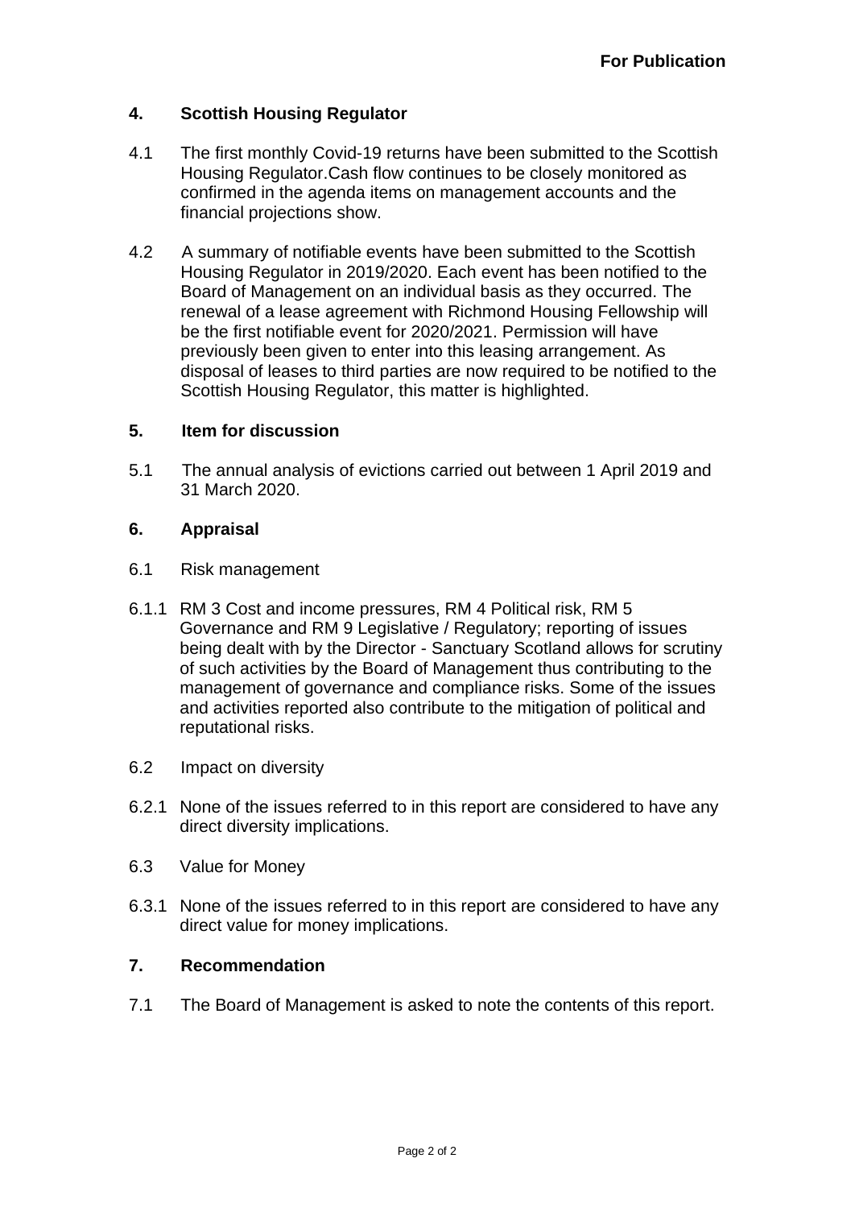**For Publication**

## 4. Scottish Housing Regulator

4.1 The first monthly Covid-19 returns have been submitted to the Scottish Housing Regulator.Cash flow continues to be closely monitored as confirmed in the agenda items on management accounts and the financial projections show.

4.2 A summary of notifiable events have been submitted to the Scottish Housing Regulator in 2019/2020. Each event has been notified to the Board of Management on an individual basis as they occurred. The renewal of a lease agreement with Richmond Housing Fellowship will be the first notifiable event for 2020/2021. Permission will have previously been given to enter into this leasing arrangement. As disposal of leases to third parties are now required to be notified to the Scottish Housing Regulator, this matter is highlighted.

## 5. Item for discussion

5.1 The annual analysis of evictions carried out between 1 April 2019 and 31 March 2020.

## 6. Appraisal

6.1 Risk management

6.1.1 RM 3 Cost and income pressures, RM 4 Political risk, RM 5 Governance and RM 9 Legislative / Regulatory; reporting of issues being dealt with by the Director - Sanctuary Scotland allows for scrutiny of such activities by the Board of Management thus contributing to the management of governance and compliance risks. Some of the issues and activities reported also contribute to the mitigation of political and reputational risks.

6.2 Impact on diversity

6.2.1 None of the issues referred to in this report are considered to have any direct diversity implications.

6.3 Value for Money

6.3.1 None of the issues referred to in this report are considered to have any direct value for money implications.

## 7. Recommendation

7.1 The Board of Management is asked to note the contents of this report.